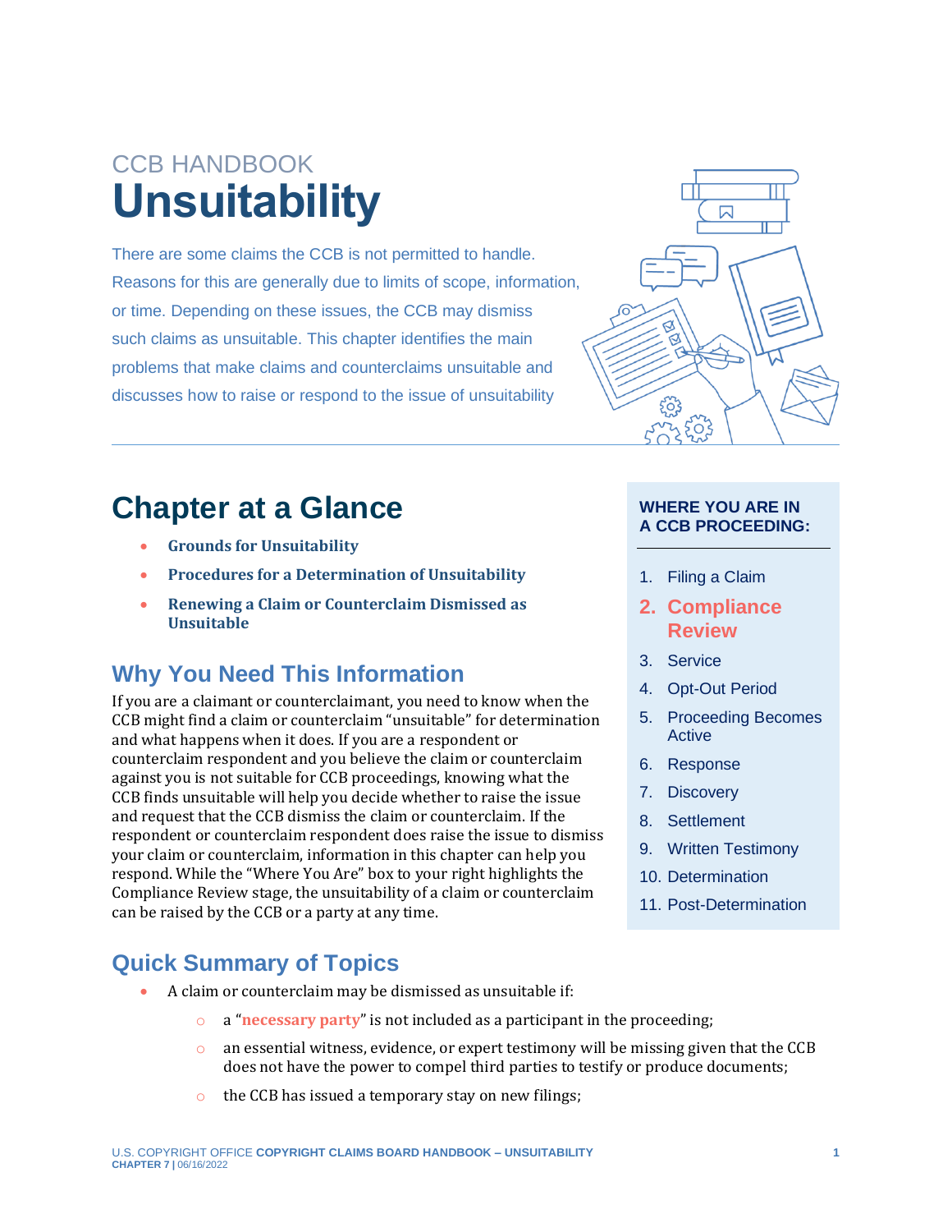CCB HANDBOOK

# Unsuitability

There are some claims the CCB is not permitted to handle. Reasons for this are generally due to limits of scope, information, or time. Depending on these issues, the CCB may dismiss such claims as unsuitable. This chapter identifies the main problems that make claims and counterclaims unsuitable and discusses how to raise or respond to the issue of unsuitability

## Chapter at a Glance

- **Grounds for Unsuitability**
- **Procedures for a Determination of Unsuitability**
- **Renewing a Claim or Counterclaim Dismissed as Unsuitable**

**WHERE YOU ARE IN A CCB PROCEEDING:**

1. Filing a Claim
2. **Compliance Review**
3. Service
4. Opt-Out Period
5. Proceeding Becomes Active
6. Response
7. Discovery
8. Settlement
9. Written Testimony
10. Determination
11. Post-Determination

## Why You Need This Information

If you are a claimant or counterclaimant, you need to know when the CCB might find a claim or counterclaim "unsuitable" for determination and what happens when it does. If you are a respondent or counterclaim respondent and you believe the claim or counterclaim against you is not suitable for CCB proceedings, knowing what the CCB finds unsuitable will help you decide whether to raise the issue and request that the CCB dismiss the claim or counterclaim. If the respondent or counterclaim respondent does raise the issue to dismiss your claim or counterclaim, information in this chapter can help you respond. While the "Where You Are" box to your right highlights the Compliance Review stage, the unsuitability of a claim or counterclaim can be raised by the CCB or a party at any time.

## Quick Summary of Topics

- A claim or counterclaim may be dismissed as unsuitable if:
  - a "**necessary party**" is not included as a participant in the proceeding;
  - an essential witness, evidence, or expert testimony will be missing given that the CCB does not have the power to compel third parties to testify or produce documents;
  - the CCB has issued a temporary stay on new filings;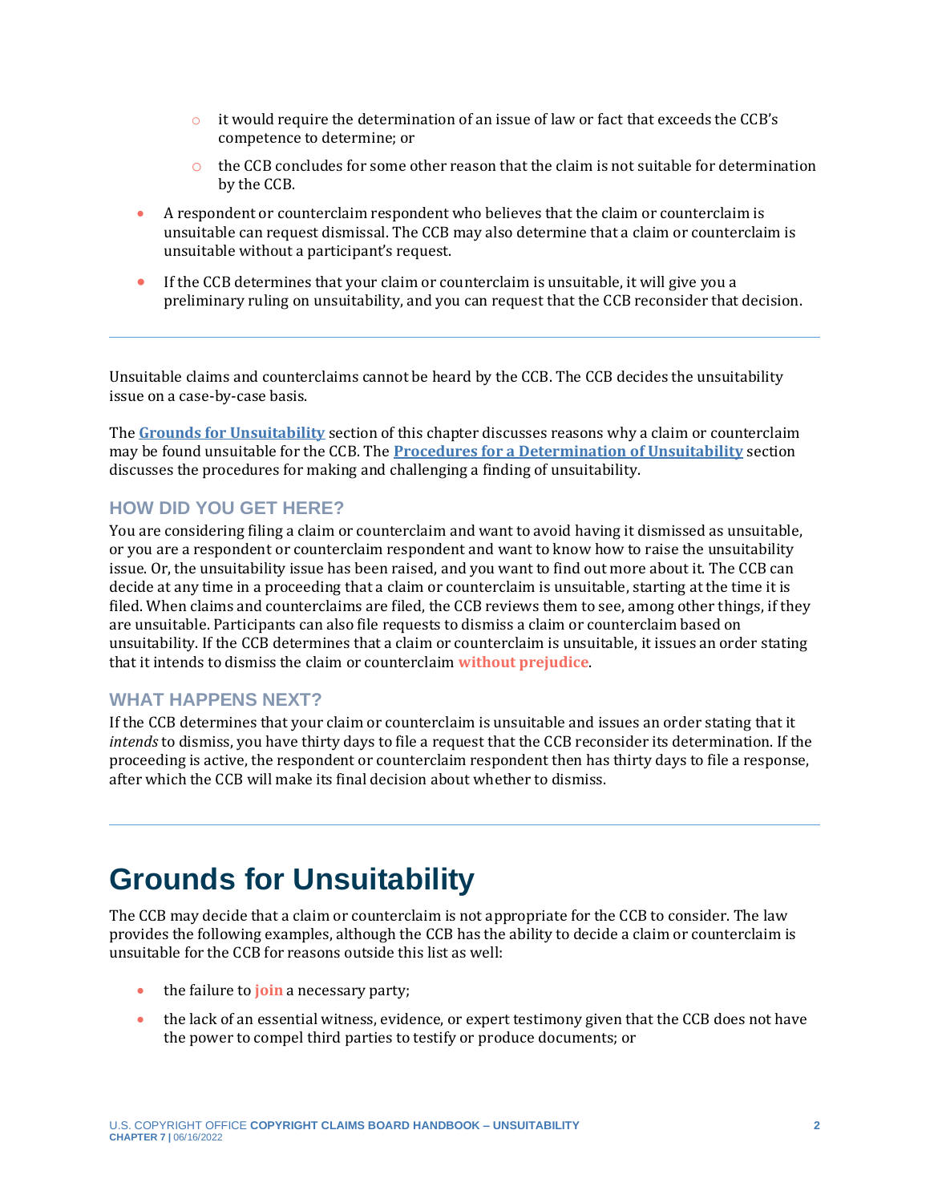- it would require the determination of an issue of law or fact that exceeds the CCB's competence to determine; or
    - the CCB concludes for some other reason that the claim is not suitable for determination by the CCB.
- A respondent or counterclaim respondent who believes that the claim or counterclaim is unsuitable can request dismissal. The CCB may also determine that a claim or counterclaim is unsuitable without a participant's request.
- If the CCB determines that your claim or counterclaim is unsuitable, it will give you a preliminary ruling on unsuitability, and you can request that the CCB reconsider that decision.

---

Unsuitable claims and counterclaims cannot be heard by the CCB. The CCB decides the unsuitability issue on a case-by-case basis.

The **Grounds for Unsuitability** section of this chapter discusses reasons why a claim or counterclaim may be found unsuitable for the CCB. The **Procedures for a Determination of Unsuitability** section discusses the procedures for making and challenging a finding of unsuitability.

### HOW DID YOU GET HERE?

You are considering filing a claim or counterclaim and want to avoid having it dismissed as unsuitable, or you are a respondent or counterclaim respondent and want to know how to raise the unsuitability issue. Or, the unsuitability issue has been raised, and you want to find out more about it. The CCB can decide at any time in a proceeding that a claim or counterclaim is unsuitable, starting at the time it is filed. When claims and counterclaims are filed, the CCB reviews them to see, among other things, if they are unsuitable. Participants can also file requests to dismiss a claim or counterclaim based on unsuitability. If the CCB determines that a claim or counterclaim is unsuitable, it issues an order stating that it intends to dismiss the claim or counterclaim **without prejudice**.

### WHAT HAPPENS NEXT?

If the CCB determines that your claim or counterclaim is unsuitable and issues an order stating that it *intends* to dismiss, you have thirty days to file a request that the CCB reconsider its determination. If the proceeding is active, the respondent or counterclaim respondent then has thirty days to file a response, after which the CCB will make its final decision about whether to dismiss.

---

# Grounds for Unsuitability

The CCB may decide that a claim or counterclaim is not appropriate for the CCB to consider. The law provides the following examples, although the CCB has the ability to decide a claim or counterclaim is unsuitable for the CCB for reasons outside this list as well:

- the failure to **join** a necessary party;
- the lack of an essential witness, evidence, or expert testimony given that the CCB does not have the power to compel third parties to testify or produce documents; or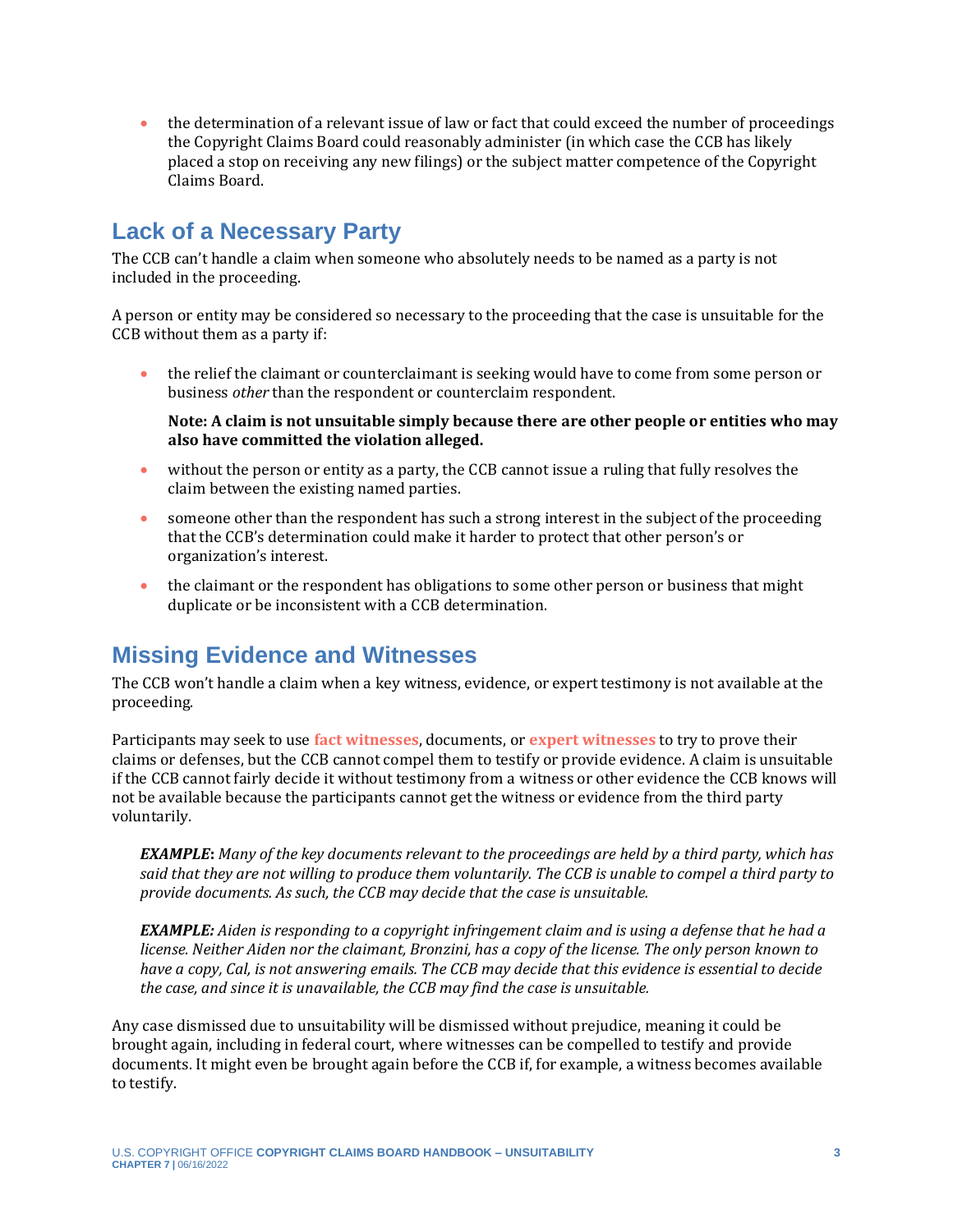- the determination of a relevant issue of law or fact that could exceed the number of proceedings the Copyright Claims Board could reasonably administer (in which case the CCB has likely placed a stop on receiving any new filings) or the subject matter competence of the Copyright Claims Board.

## Lack of a Necessary Party

The CCB can't handle a claim when someone who absolutely needs to be named as a party is not included in the proceeding.

A person or entity may be considered so necessary to the proceeding that the case is unsuitable for the CCB without them as a party if:

- the relief the claimant or counterclaimant is seeking would have to come from some person or business *other* than the respondent or counterclaim respondent.

  **Note: A claim is not unsuitable simply because there are other people or entities who may also have committed the violation alleged.**

- without the person or entity as a party, the CCB cannot issue a ruling that fully resolves the claim between the existing named parties.
- someone other than the respondent has such a strong interest in the subject of the proceeding that the CCB's determination could make it harder to protect that other person's or organization's interest.
- the claimant or the respondent has obligations to some other person or business that might duplicate or be inconsistent with a CCB determination.

## Missing Evidence and Witnesses

The CCB won't handle a claim when a key witness, evidence, or expert testimony is not available at the proceeding.

Participants may seek to use **fact witnesses**, documents, or **expert witnesses** to try to prove their claims or defenses, but the CCB cannot compel them to testify or provide evidence. A claim is unsuitable if the CCB cannot fairly decide it without testimony from a witness or other evidence the CCB knows will not be available because the participants cannot get the witness or evidence from the third party voluntarily.

> ***EXAMPLE*:** *Many of the key documents relevant to the proceedings are held by a third party, which has said that they are not willing to produce them voluntarily. The CCB is unable to compel a third party to provide documents. As such, the CCB may decide that the case is unsuitable.*

> ***EXAMPLE:*** *Aiden is responding to a copyright infringement claim and is using a defense that he had a license. Neither Aiden nor the claimant, Bronzini, has a copy of the license. The only person known to have a copy, Cal, is not answering emails. The CCB may decide that this evidence is essential to decide the case, and since it is unavailable, the CCB may find the case is unsuitable.*

Any case dismissed due to unsuitability will be dismissed without prejudice, meaning it could be brought again, including in federal court, where witnesses can be compelled to testify and provide documents. It might even be brought again before the CCB if, for example, a witness becomes available to testify.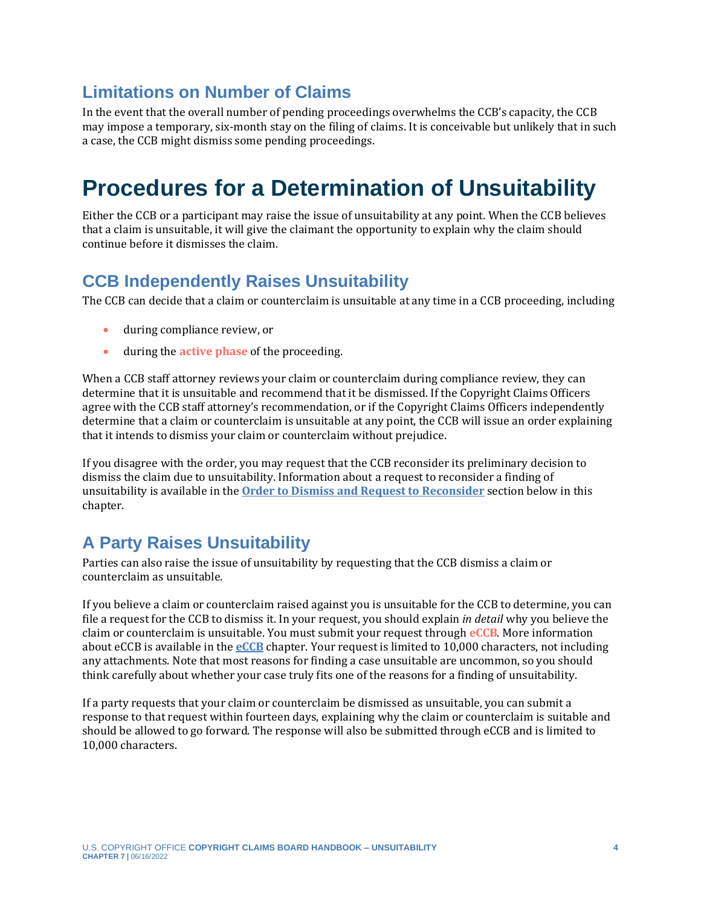## Limitations on Number of Claims

In the event that the overall number of pending proceedings overwhelms the CCB's capacity, the CCB may impose a temporary, six-month stay on the filing of claims. It is conceivable but unlikely that in such a case, the CCB might dismiss some pending proceedings.

# Procedures for a Determination of Unsuitability

Either the CCB or a participant may raise the issue of unsuitability at any point. When the CCB believes that a claim is unsuitable, it will give the claimant the opportunity to explain why the claim should continue before it dismisses the claim.

## CCB Independently Raises Unsuitability

The CCB can decide that a claim or counterclaim is unsuitable at any time in a CCB proceeding, including

- during compliance review, or
- during the **active phase** of the proceeding.

When a CCB staff attorney reviews your claim or counterclaim during compliance review, they can determine that it is unsuitable and recommend that it be dismissed. If the Copyright Claims Officers agree with the CCB staff attorney's recommendation, or if the Copyright Claims Officers independently determine that a claim or counterclaim is unsuitable at any point, the CCB will issue an order explaining that it intends to dismiss your claim or counterclaim without prejudice.

If you disagree with the order, you may request that the CCB reconsider its preliminary decision to dismiss the claim due to unsuitability. Information about a request to reconsider a finding of unsuitability is available in the **Order to Dismiss and Request to Reconsider** section below in this chapter.

## A Party Raises Unsuitability

Parties can also raise the issue of unsuitability by requesting that the CCB dismiss a claim or counterclaim as unsuitable.

If you believe a claim or counterclaim raised against you is unsuitable for the CCB to determine, you can file a request for the CCB to dismiss it. In your request, you should explain *in detail* why you believe the claim or counterclaim is unsuitable. You must submit your request through **eCCB**. More information about eCCB is available in the **eCCB** chapter. Your request is limited to 10,000 characters, not including any attachments. Note that most reasons for finding a case unsuitable are uncommon, so you should think carefully about whether your case truly fits one of the reasons for a finding of unsuitability.

If a party requests that your claim or counterclaim be dismissed as unsuitable, you can submit a response to that request within fourteen days, explaining why the claim or counterclaim is suitable and should be allowed to go forward. The response will also be submitted through eCCB and is limited to 10,000 characters.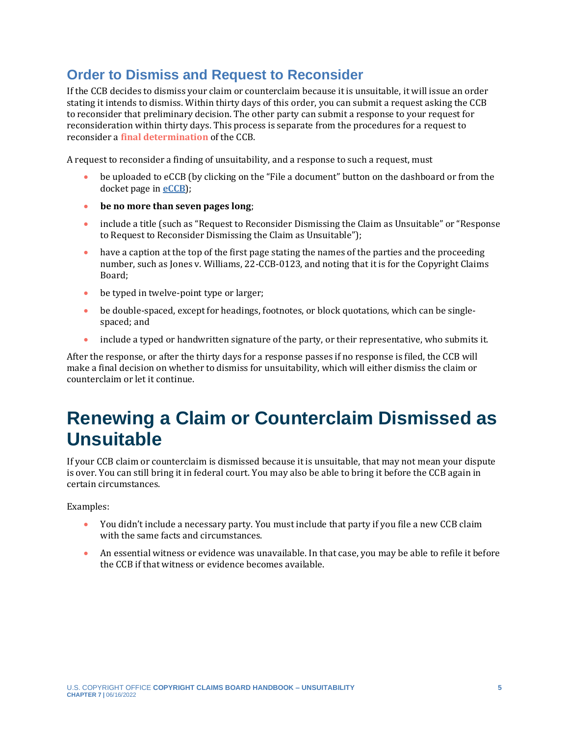## Order to Dismiss and Request to Reconsider

If the CCB decides to dismiss your claim or counterclaim because it is unsuitable, it will issue an order stating it intends to dismiss. Within thirty days of this order, you can submit a request asking the CCB to reconsider that preliminary decision. The other party can submit a response to your request for reconsideration within thirty days. This process is separate from the procedures for a request to reconsider a **final determination** of the CCB.

A request to reconsider a finding of unsuitability, and a response to such a request, must

- be uploaded to eCCB (by clicking on the "File a document" button on the dashboard or from the docket page in **eCCB**);
- **be no more than seven pages long**;
- include a title (such as "Request to Reconsider Dismissing the Claim as Unsuitable" or "Response to Request to Reconsider Dismissing the Claim as Unsuitable");
- have a caption at the top of the first page stating the names of the parties and the proceeding number, such as Jones v. Williams, 22-CCB-0123, and noting that it is for the Copyright Claims Board;
- be typed in twelve-point type or larger;
- be double-spaced, except for headings, footnotes, or block quotations, which can be single-spaced; and
- include a typed or handwritten signature of the party, or their representative, who submits it.

After the response, or after the thirty days for a response passes if no response is filed, the CCB will make a final decision on whether to dismiss for unsuitability, which will either dismiss the claim or counterclaim or let it continue.

# Renewing a Claim or Counterclaim Dismissed as Unsuitable

If your CCB claim or counterclaim is dismissed because it is unsuitable, that may not mean your dispute is over. You can still bring it in federal court. You may also be able to bring it before the CCB again in certain circumstances.

Examples:

- You didn't include a necessary party. You must include that party if you file a new CCB claim with the same facts and circumstances.
- An essential witness or evidence was unavailable. In that case, you may be able to refile it before the CCB if that witness or evidence becomes available.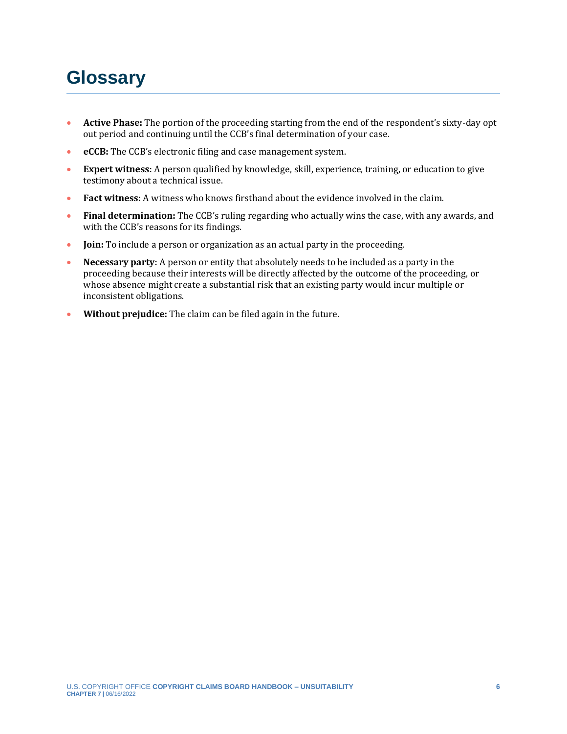# Glossary

- **Active Phase:** The portion of the proceeding starting from the end of the respondent's sixty-day opt out period and continuing until the CCB's final determination of your case.
- **eCCB:** The CCB's electronic filing and case management system.
- **Expert witness:** A person qualified by knowledge, skill, experience, training, or education to give testimony about a technical issue.
- **Fact witness:** A witness who knows firsthand about the evidence involved in the claim.
- **Final determination:** The CCB's ruling regarding who actually wins the case, with any awards, and with the CCB's reasons for its findings.
- **Join:** To include a person or organization as an actual party in the proceeding.
- **Necessary party:** A person or entity that absolutely needs to be included as a party in the proceeding because their interests will be directly affected by the outcome of the proceeding, or whose absence might create a substantial risk that an existing party would incur multiple or inconsistent obligations.
- **Without prejudice:** The claim can be filed again in the future.